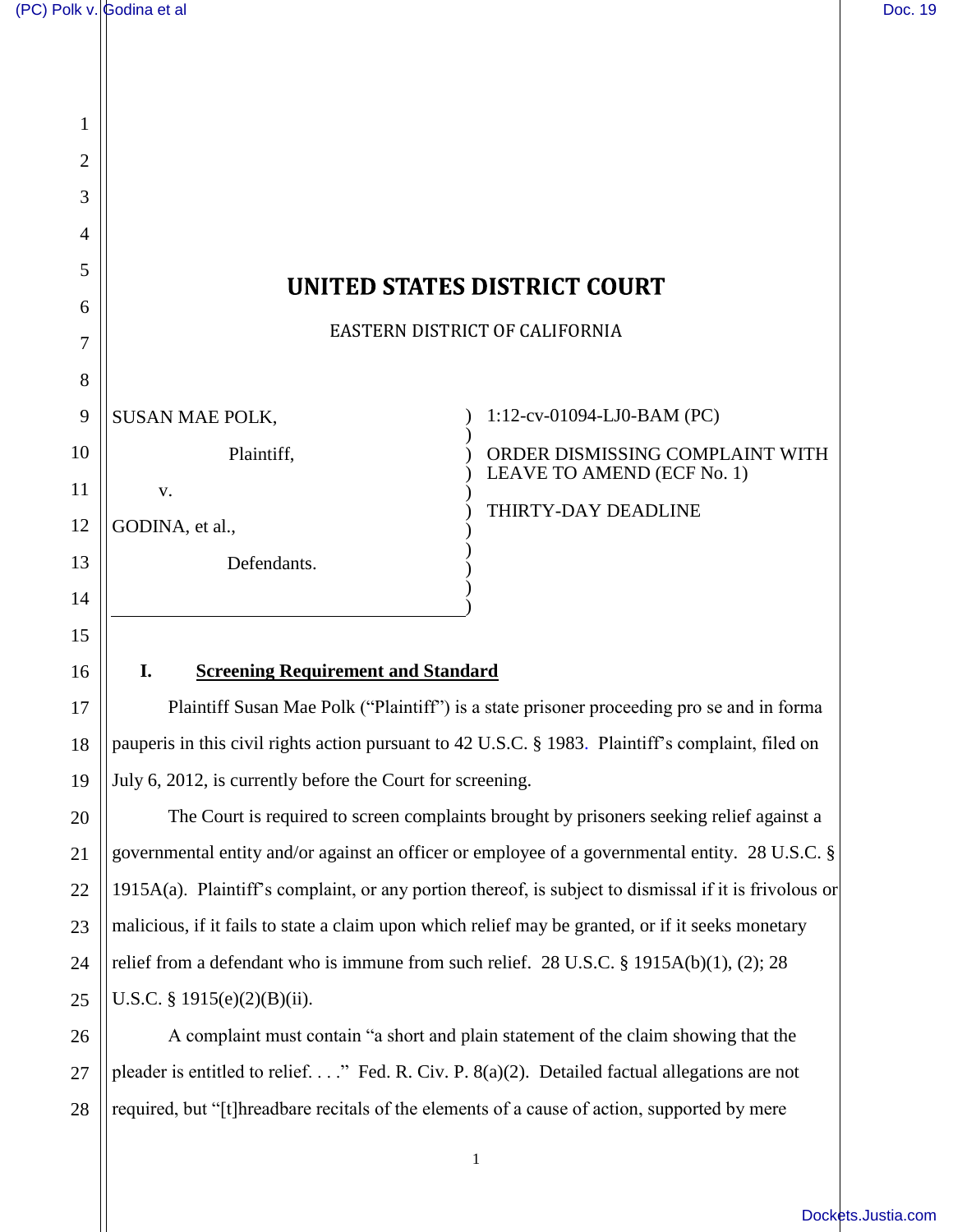# UNITED STATES DISTRICT COURT

EASTERN DISTRICT OF CALIFORNIA

SUSAN MAE POLK,

Plaintiff,

v.

GODINA, et al.,

Defendants.

1:12-cv-01094-LJ0-BAM (PC)

ORDER DISMISSING COMPLAINT WITH LEAVE TO AMEND (ECF No. 1)

THIRTY-DAY DEADLINE

## I. Screening Requirement and Standard

Plaintiff Susan Mae Polk ("Plaintiff") is a state prisoner proceeding pro se and in forma pauperis in this civil rights action pursuant to 42 U.S.C. § 1983. Plaintiff's complaint, filed on July 6, 2012, is currently before the Court for screening.

The Court is required to screen complaints brought by prisoners seeking relief against a governmental entity and/or against an officer or employee of a governmental entity. 28 U.S.C. § 1915A(a). Plaintiff's complaint, or any portion thereof, is subject to dismissal if it is frivolous or malicious, if it fails to state a claim upon which relief may be granted, or if it seeks monetary relief from a defendant who is immune from such relief. 28 U.S.C. § 1915A(b)(1), (2); 28 U.S.C. § 1915(e)(2)(B)(ii).

A complaint must contain "a short and plain statement of the claim showing that the pleader is entitled to relief. . . ." Fed. R. Civ. P. 8(a)(2). Detailed factual allegations are not required, but "[t]hreadbare recitals of the elements of a cause of action, supported by mere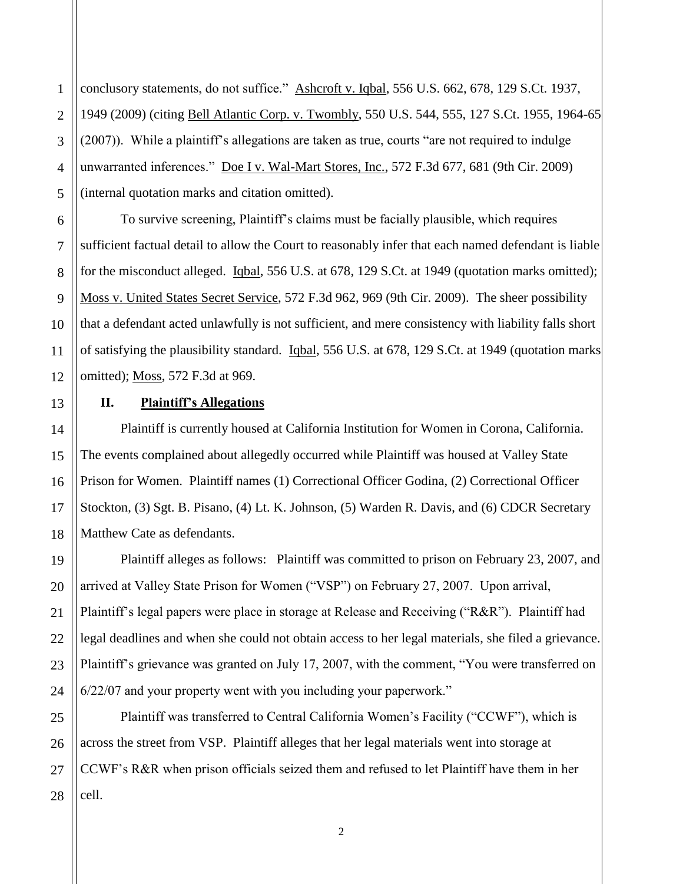conclusory statements, do not suffice." Ashcroft v. Iqbal, 556 U.S. 662, 678, 129 S.Ct. 1937, 1949 (2009) (citing Bell Atlantic Corp. v. Twombly, 550 U.S. 544, 555, 127 S.Ct. 1955, 1964-65 (2007)). While a plaintiff's allegations are taken as true, courts "are not required to indulge unwarranted inferences." Doe I v. Wal-Mart Stores, Inc., 572 F.3d 677, 681 (9th Cir. 2009) (internal quotation marks and citation omitted).

To survive screening, Plaintiff's claims must be facially plausible, which requires sufficient factual detail to allow the Court to reasonably infer that each named defendant is liable for the misconduct alleged. Iqbal, 556 U.S. at 678, 129 S.Ct. at 1949 (quotation marks omitted); Moss v. United States Secret Service, 572 F.3d 962, 969 (9th Cir. 2009). The sheer possibility that a defendant acted unlawfully is not sufficient, and mere consistency with liability falls short of satisfying the plausibility standard. Iqbal, 556 U.S. at 678, 129 S.Ct. at 1949 (quotation marks omitted); Moss, 572 F.3d at 969.

## II. Plaintiff's Allegations

Plaintiff is currently housed at California Institution for Women in Corona, California. The events complained about allegedly occurred while Plaintiff was housed at Valley State Prison for Women. Plaintiff names (1) Correctional Officer Godina, (2) Correctional Officer Stockton, (3) Sgt. B. Pisano, (4) Lt. K. Johnson, (5) Warden R. Davis, and (6) CDCR Secretary Matthew Cate as defendants.

Plaintiff alleges as follows: Plaintiff was committed to prison on February 23, 2007, and arrived at Valley State Prison for Women ("VSP") on February 27, 2007. Upon arrival, Plaintiff's legal papers were place in storage at Release and Receiving ("R&R"). Plaintiff had legal deadlines and when she could not obtain access to her legal materials, she filed a grievance. Plaintiff's grievance was granted on July 17, 2007, with the comment, "You were transferred on 6/22/07 and your property went with you including your paperwork."

Plaintiff was transferred to Central California Women's Facility ("CCWF"), which is across the street from VSP. Plaintiff alleges that her legal materials went into storage at CCWF's R&R when prison officials seized them and refused to let Plaintiff have them in her cell.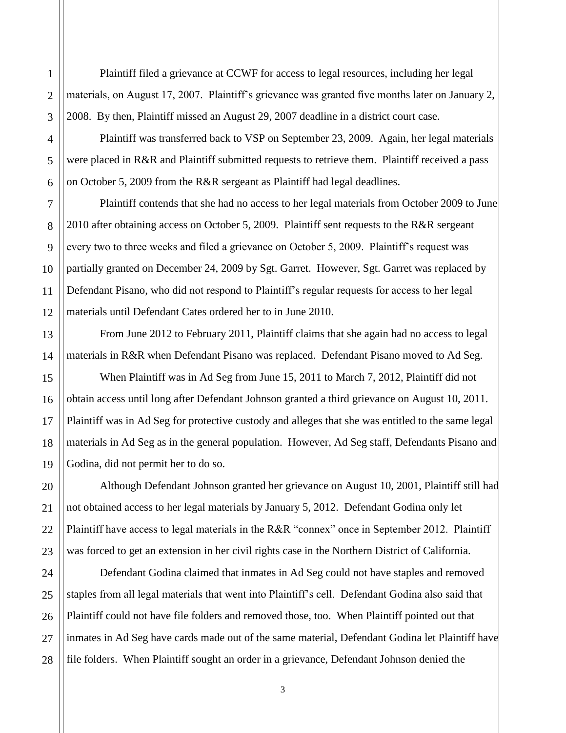Plaintiff filed a grievance at CCWF for access to legal resources, including her legal materials, on August 17, 2007. Plaintiff's grievance was granted five months later on January 2, 2008. By then, Plaintiff missed an August 29, 2007 deadline in a district court case.

Plaintiff was transferred back to VSP on September 23, 2009. Again, her legal materials were placed in R&R and Plaintiff submitted requests to retrieve them. Plaintiff received a pass on October 5, 2009 from the R&R sergeant as Plaintiff had legal deadlines.

Plaintiff contends that she had no access to her legal materials from October 2009 to June 2010 after obtaining access on October 5, 2009. Plaintiff sent requests to the R&R sergeant every two to three weeks and filed a grievance on October 5, 2009. Plaintiff's request was partially granted on December 24, 2009 by Sgt. Garret. However, Sgt. Garret was replaced by Defendant Pisano, who did not respond to Plaintiff's regular requests for access to her legal materials until Defendant Cates ordered her to in June 2010.

From June 2012 to February 2011, Plaintiff claims that she again had no access to legal materials in R&R when Defendant Pisano was replaced. Defendant Pisano moved to Ad Seg.

When Plaintiff was in Ad Seg from June 15, 2011 to March 7, 2012, Plaintiff did not obtain access until long after Defendant Johnson granted a third grievance on August 10, 2011. Plaintiff was in Ad Seg for protective custody and alleges that she was entitled to the same legal materials in Ad Seg as in the general population. However, Ad Seg staff, Defendants Pisano and Godina, did not permit her to do so.

Although Defendant Johnson granted her grievance on August 10, 2001, Plaintiff still had not obtained access to her legal materials by January 5, 2012. Defendant Godina only let Plaintiff have access to legal materials in the R&R "connex" once in September 2012. Plaintiff was forced to get an extension in her civil rights case in the Northern District of California.

Defendant Godina claimed that inmates in Ad Seg could not have staples and removed staples from all legal materials that went into Plaintiff's cell. Defendant Godina also said that Plaintiff could not have file folders and removed those, too. When Plaintiff pointed out that inmates in Ad Seg have cards made out of the same material, Defendant Godina let Plaintiff have file folders. When Plaintiff sought an order in a grievance, Defendant Johnson denied the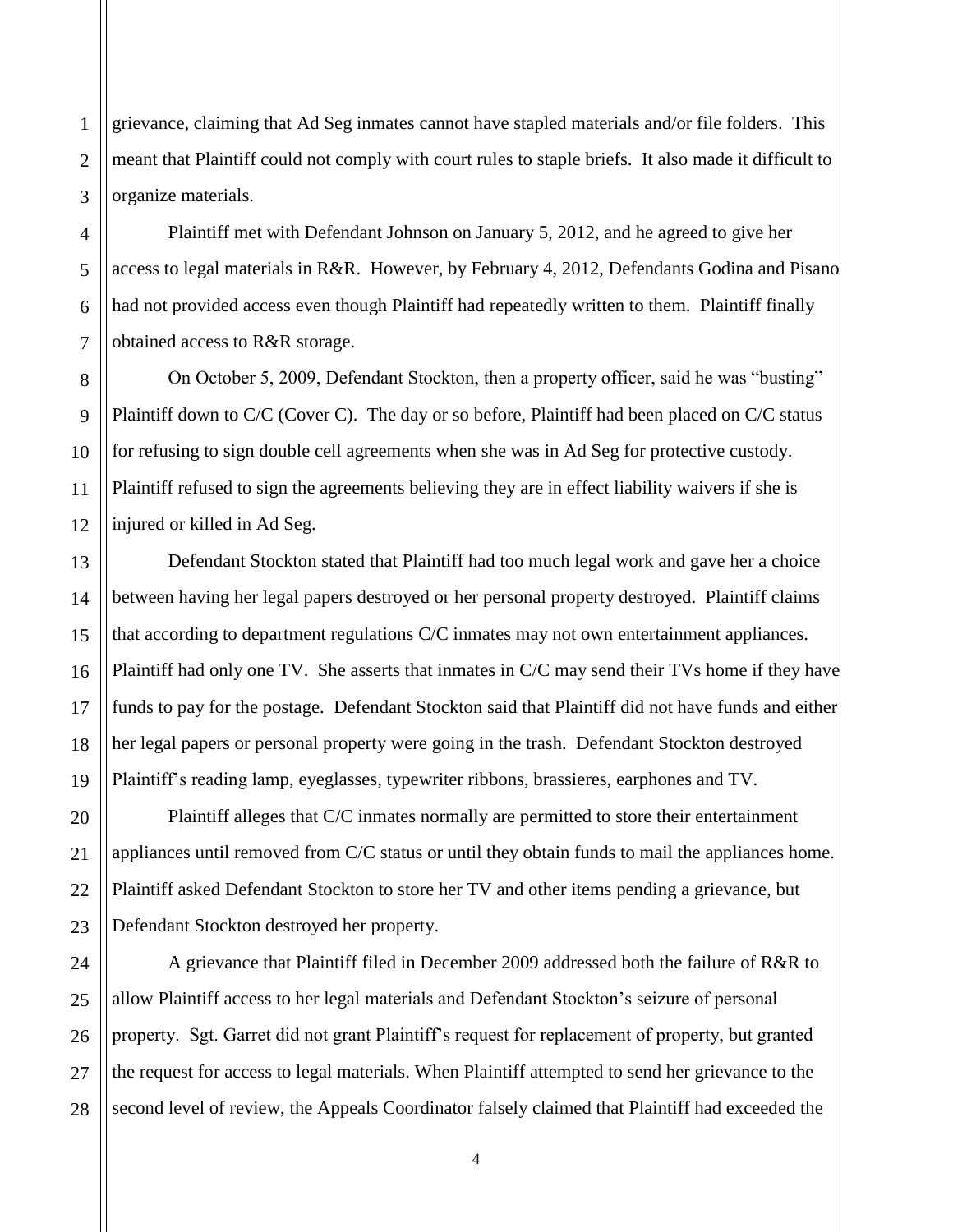grievance, claiming that Ad Seg inmates cannot have stapled materials and/or file folders. This meant that Plaintiff could not comply with court rules to staple briefs. It also made it difficult to organize materials.

Plaintiff met with Defendant Johnson on January 5, 2012, and he agreed to give her access to legal materials in R&R. However, by February 4, 2012, Defendants Godina and Pisano had not provided access even though Plaintiff had repeatedly written to them. Plaintiff finally obtained access to R&R storage.

On October 5, 2009, Defendant Stockton, then a property officer, said he was "busting" Plaintiff down to C/C (Cover C). The day or so before, Plaintiff had been placed on C/C status for refusing to sign double cell agreements when she was in Ad Seg for protective custody. Plaintiff refused to sign the agreements believing they are in effect liability waivers if she is injured or killed in Ad Seg.

Defendant Stockton stated that Plaintiff had too much legal work and gave her a choice between having her legal papers destroyed or her personal property destroyed. Plaintiff claims that according to department regulations C/C inmates may not own entertainment appliances. Plaintiff had only one TV. She asserts that inmates in C/C may send their TVs home if they have funds to pay for the postage. Defendant Stockton said that Plaintiff did not have funds and either her legal papers or personal property were going in the trash. Defendant Stockton destroyed Plaintiff's reading lamp, eyeglasses, typewriter ribbons, brassieres, earphones and TV.

Plaintiff alleges that C/C inmates normally are permitted to store their entertainment appliances until removed from C/C status or until they obtain funds to mail the appliances home. Plaintiff asked Defendant Stockton to store her TV and other items pending a grievance, but Defendant Stockton destroyed her property.

A grievance that Plaintiff filed in December 2009 addressed both the failure of R&R to allow Plaintiff access to her legal materials and Defendant Stockton's seizure of personal property. Sgt. Garret did not grant Plaintiff's request for replacement of property, but granted the request for access to legal materials. When Plaintiff attempted to send her grievance to the second level of review, the Appeals Coordinator falsely claimed that Plaintiff had exceeded the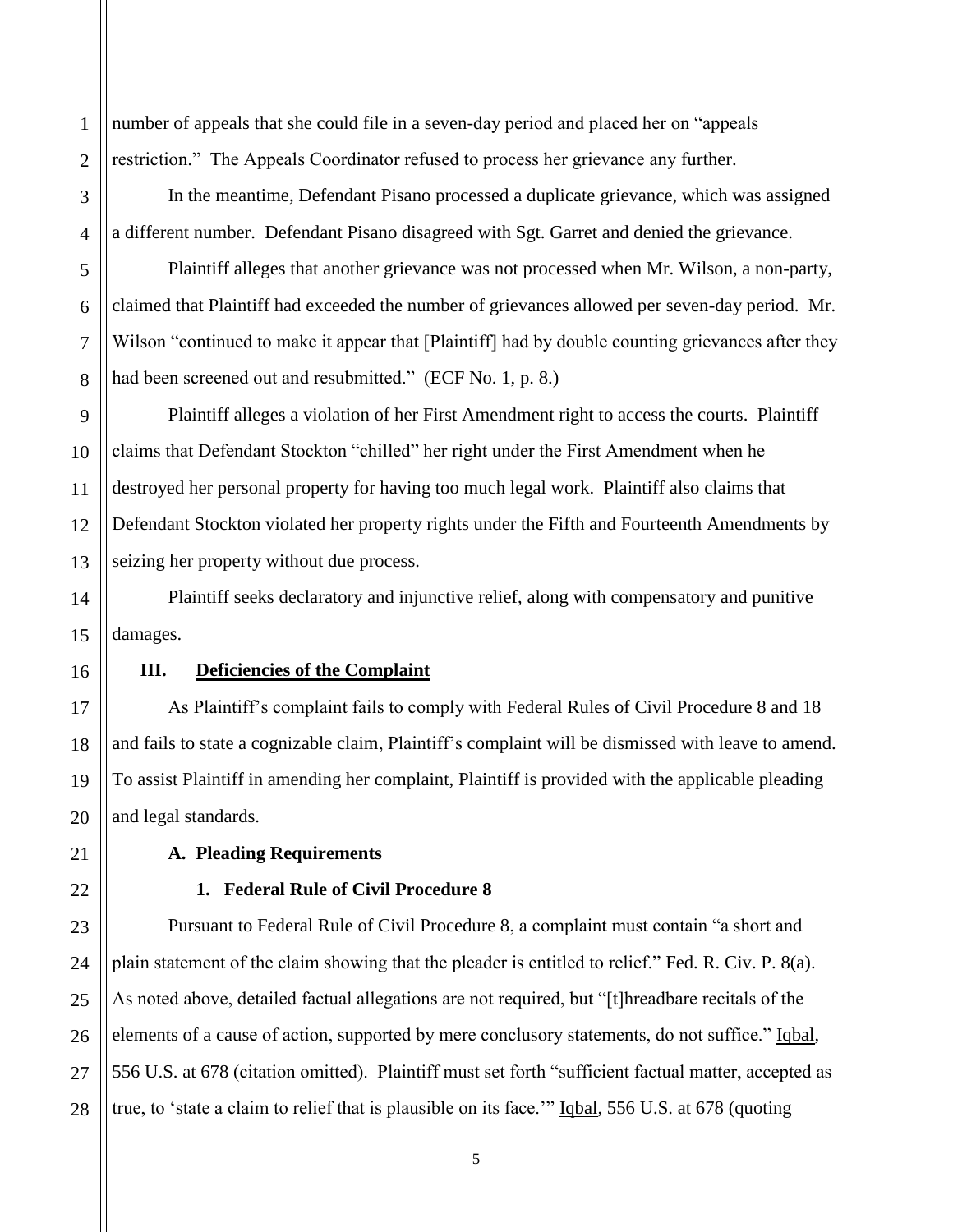number of appeals that she could file in a seven-day period and placed her on "appeals restriction." The Appeals Coordinator refused to process her grievance any further.

In the meantime, Defendant Pisano processed a duplicate grievance, which was assigned a different number. Defendant Pisano disagreed with Sgt. Garret and denied the grievance.

Plaintiff alleges that another grievance was not processed when Mr. Wilson, a non-party, claimed that Plaintiff had exceeded the number of grievances allowed per seven-day period. Mr. Wilson "continued to make it appear that [Plaintiff] had by double counting grievances after they had been screened out and resubmitted." (ECF No. 1, p. 8.)

Plaintiff alleges a violation of her First Amendment right to access the courts. Plaintiff claims that Defendant Stockton "chilled" her right under the First Amendment when he destroyed her personal property for having too much legal work. Plaintiff also claims that Defendant Stockton violated her property rights under the Fifth and Fourteenth Amendments by seizing her property without due process.

Plaintiff seeks declaratory and injunctive relief, along with compensatory and punitive damages.

## III. Deficiencies of the Complaint

As Plaintiff's complaint fails to comply with Federal Rules of Civil Procedure 8 and 18 and fails to state a cognizable claim, Plaintiff's complaint will be dismissed with leave to amend. To assist Plaintiff in amending her complaint, Plaintiff is provided with the applicable pleading and legal standards.

### A. Pleading Requirements

#### 1. Federal Rule of Civil Procedure 8

Pursuant to Federal Rule of Civil Procedure 8, a complaint must contain "a short and plain statement of the claim showing that the pleader is entitled to relief." Fed. R. Civ. P. 8(a). As noted above, detailed factual allegations are not required, but "[t]hreadbare recitals of the elements of a cause of action, supported by mere conclusory statements, do not suffice." Iqbal, 556 U.S. at 678 (citation omitted). Plaintiff must set forth "sufficient factual matter, accepted as true, to 'state a claim to relief that is plausible on its face.'" Iqbal, 556 U.S. at 678 (quoting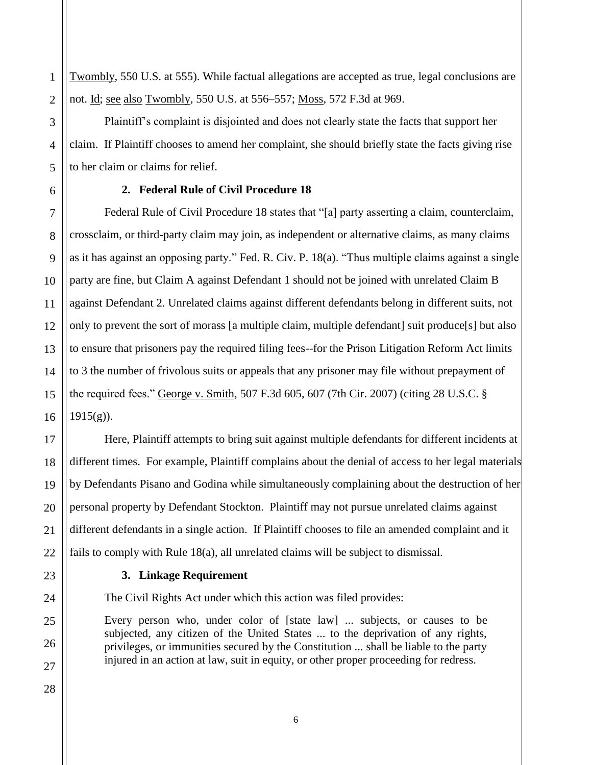Twombly, 550 U.S. at 555). While factual allegations are accepted as true, legal conclusions are not. Id; see also Twombly, 550 U.S. at 556–557; Moss, 572 F.3d at 969.

Plaintiff's complaint is disjointed and does not clearly state the facts that support her claim. If Plaintiff chooses to amend her complaint, she should briefly state the facts giving rise to her claim or claims for relief.

### 2. Federal Rule of Civil Procedure 18

Federal Rule of Civil Procedure 18 states that "[a] party asserting a claim, counterclaim, crossclaim, or third-party claim may join, as independent or alternative claims, as many claims as it has against an opposing party." Fed. R. Civ. P. 18(a). "Thus multiple claims against a single party are fine, but Claim A against Defendant 1 should not be joined with unrelated Claim B against Defendant 2. Unrelated claims against different defendants belong in different suits, not only to prevent the sort of morass [a multiple claim, multiple defendant] suit produce[s] but also to ensure that prisoners pay the required filing fees--for the Prison Litigation Reform Act limits to 3 the number of frivolous suits or appeals that any prisoner may file without prepayment of the required fees." George v. Smith, 507 F.3d 605, 607 (7th Cir. 2007) (citing 28 U.S.C. § 1915(g)).

Here, Plaintiff attempts to bring suit against multiple defendants for different incidents at different times. For example, Plaintiff complains about the denial of access to her legal materials by Defendants Pisano and Godina while simultaneously complaining about the destruction of her personal property by Defendant Stockton. Plaintiff may not pursue unrelated claims against different defendants in a single action. If Plaintiff chooses to file an amended complaint and it fails to comply with Rule 18(a), all unrelated claims will be subject to dismissal.

### 3. Linkage Requirement

The Civil Rights Act under which this action was filed provides:

> Every person who, under color of [state law] ... subjects, or causes to be subjected, any citizen of the United States ... to the deprivation of any rights, privileges, or immunities secured by the Constitution ... shall be liable to the party injured in an action at law, suit in equity, or other proper proceeding for redress.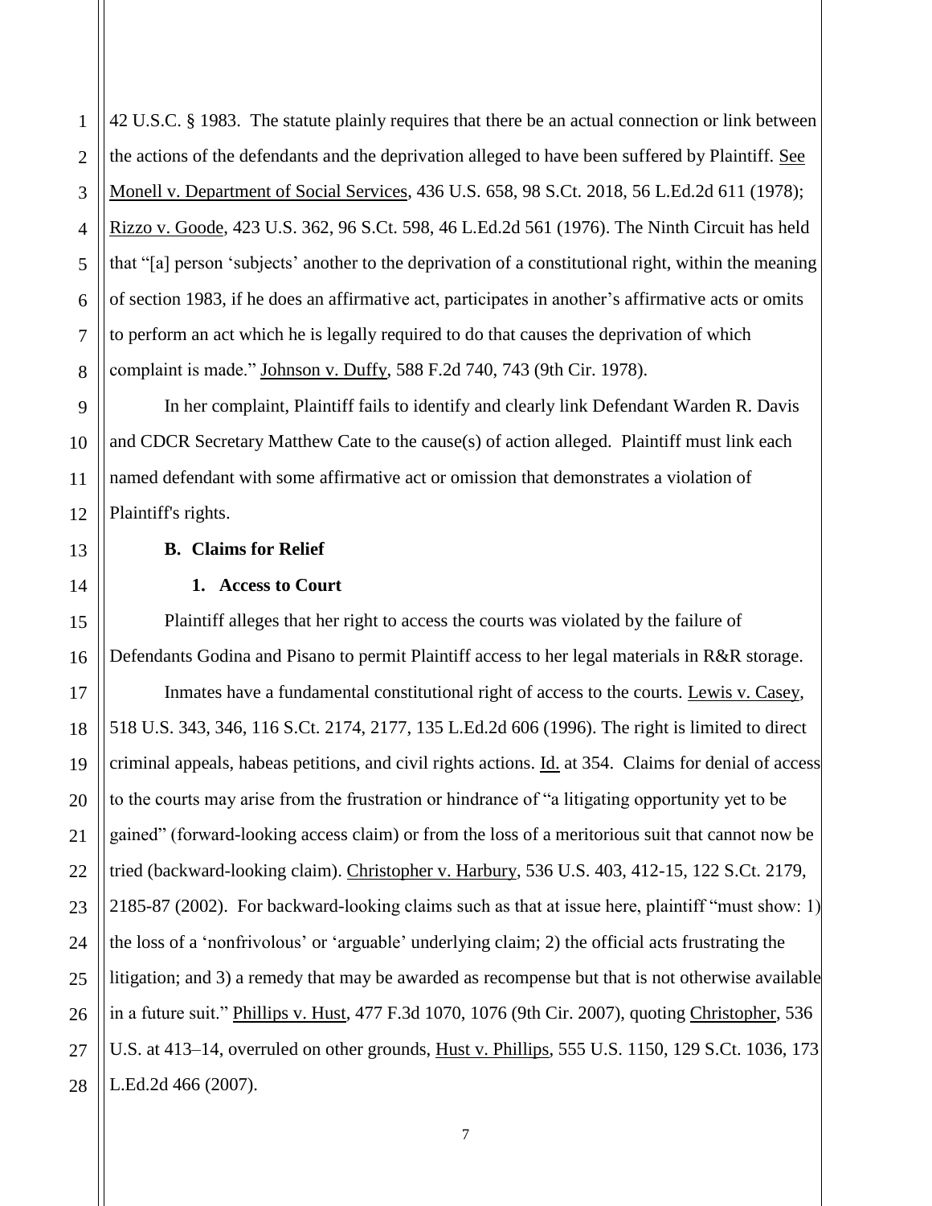42 U.S.C. § 1983. The statute plainly requires that there be an actual connection or link between the actions of the defendants and the deprivation alleged to have been suffered by Plaintiff. See Monell v. Department of Social Services, 436 U.S. 658, 98 S.Ct. 2018, 56 L.Ed.2d 611 (1978); Rizzo v. Goode, 423 U.S. 362, 96 S.Ct. 598, 46 L.Ed.2d 561 (1976). The Ninth Circuit has held that "[a] person 'subjects' another to the deprivation of a constitutional right, within the meaning of section 1983, if he does an affirmative act, participates in another's affirmative acts or omits to perform an act which he is legally required to do that causes the deprivation of which complaint is made." Johnson v. Duffy, 588 F.2d 740, 743 (9th Cir. 1978).

In her complaint, Plaintiff fails to identify and clearly link Defendant Warden R. Davis and CDCR Secretary Matthew Cate to the cause(s) of action alleged. Plaintiff must link each named defendant with some affirmative act or omission that demonstrates a violation of Plaintiff's rights.

**B. Claims for Relief**

**1. Access to Court**

Plaintiff alleges that her right to access the courts was violated by the failure of Defendants Godina and Pisano to permit Plaintiff access to her legal materials in R&R storage.

Inmates have a fundamental constitutional right of access to the courts. Lewis v. Casey, 518 U.S. 343, 346, 116 S.Ct. 2174, 2177, 135 L.Ed.2d 606 (1996). The right is limited to direct criminal appeals, habeas petitions, and civil rights actions. Id. at 354. Claims for denial of access to the courts may arise from the frustration or hindrance of "a litigating opportunity yet to be gained" (forward-looking access claim) or from the loss of a meritorious suit that cannot now be tried (backward-looking claim). Christopher v. Harbury, 536 U.S. 403, 412-15, 122 S.Ct. 2179, 2185-87 (2002). For backward-looking claims such as that at issue here, plaintiff "must show: 1) the loss of a 'nonfrivolous' or 'arguable' underlying claim; 2) the official acts frustrating the litigation; and 3) a remedy that may be awarded as recompense but that is not otherwise available in a future suit." Phillips v. Hust, 477 F.3d 1070, 1076 (9th Cir. 2007), quoting Christopher, 536 U.S. at 413–14, overruled on other grounds, Hust v. Phillips, 555 U.S. 1150, 129 S.Ct. 1036, 173 L.Ed.2d 466 (2007).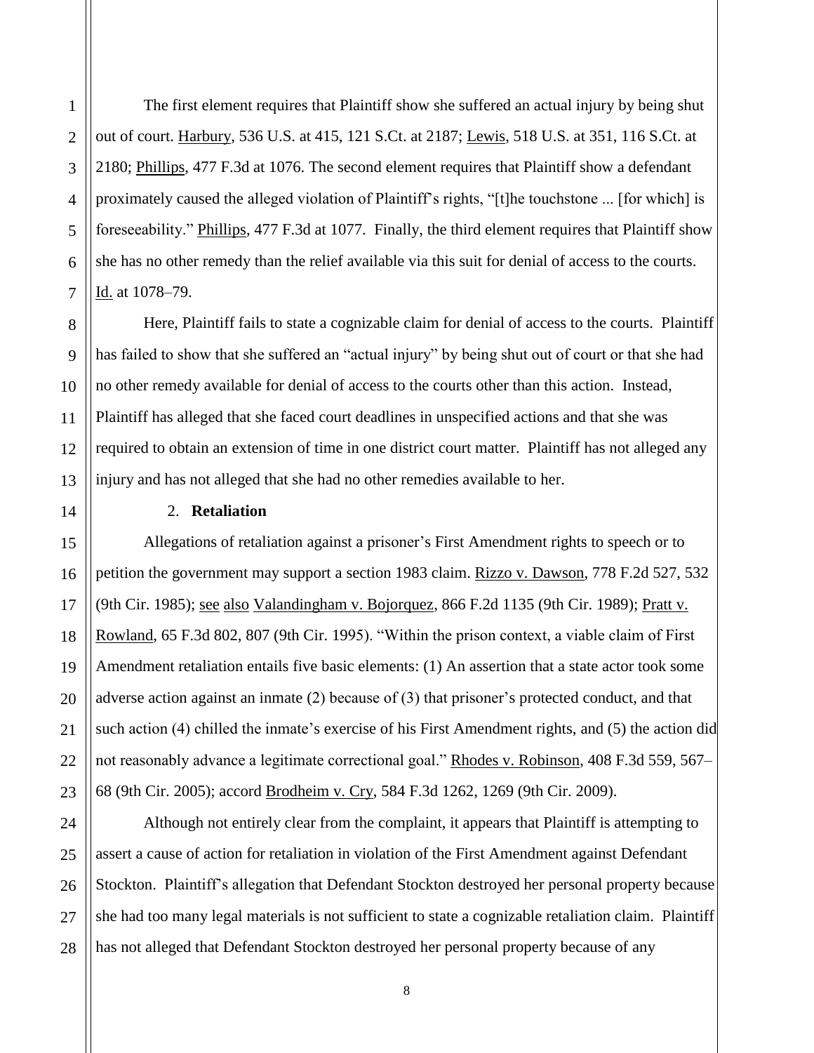The first element requires that Plaintiff show she suffered an actual injury by being shut out of court. Harbury, 536 U.S. at 415, 121 S.Ct. at 2187; Lewis, 518 U.S. at 351, 116 S.Ct. at 2180; Phillips, 477 F.3d at 1076. The second element requires that Plaintiff show a defendant proximately caused the alleged violation of Plaintiff's rights, "[t]he touchstone ... [for which] is foreseeability." Phillips, 477 F.3d at 1077. Finally, the third element requires that Plaintiff show she has no other remedy than the relief available via this suit for denial of access to the courts. Id. at 1078–79.

Here, Plaintiff fails to state a cognizable claim for denial of access to the courts. Plaintiff has failed to show that she suffered an "actual injury" by being shut out of court or that she had no other remedy available for denial of access to the courts other than this action. Instead, Plaintiff has alleged that she faced court deadlines in unspecified actions and that she was required to obtain an extension of time in one district court matter. Plaintiff has not alleged any injury and has not alleged that she had no other remedies available to her.

### 2. **Retaliation**

Allegations of retaliation against a prisoner's First Amendment rights to speech or to petition the government may support a section 1983 claim. Rizzo v. Dawson, 778 F.2d 527, 532 (9th Cir. 1985); see also Valandingham v. Bojorquez, 866 F.2d 1135 (9th Cir. 1989); Pratt v. Rowland, 65 F.3d 802, 807 (9th Cir. 1995). "Within the prison context, a viable claim of First Amendment retaliation entails five basic elements: (1) An assertion that a state actor took some adverse action against an inmate (2) because of (3) that prisoner's protected conduct, and that such action (4) chilled the inmate's exercise of his First Amendment rights, and (5) the action did not reasonably advance a legitimate correctional goal." Rhodes v. Robinson, 408 F.3d 559, 567–68 (9th Cir. 2005); accord Brodheim v. Cry, 584 F.3d 1262, 1269 (9th Cir. 2009).

Although not entirely clear from the complaint, it appears that Plaintiff is attempting to assert a cause of action for retaliation in violation of the First Amendment against Defendant Stockton. Plaintiff's allegation that Defendant Stockton destroyed her personal property because she had too many legal materials is not sufficient to state a cognizable retaliation claim. Plaintiff has not alleged that Defendant Stockton destroyed her personal property because of any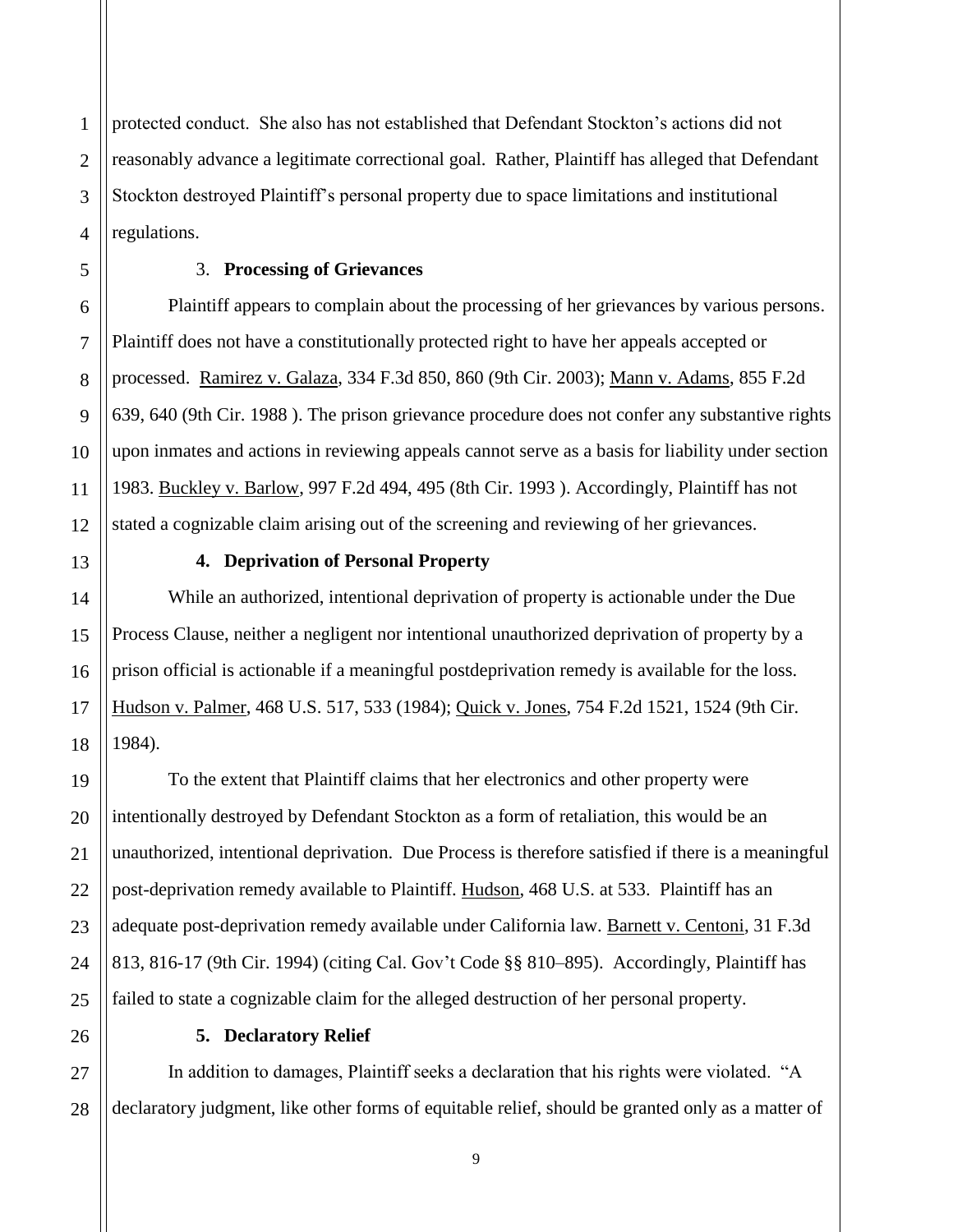protected conduct. She also has not established that Defendant Stockton's actions did not reasonably advance a legitimate correctional goal. Rather, Plaintiff has alleged that Defendant Stockton destroyed Plaintiff's personal property due to space limitations and institutional regulations.

### 3. **Processing of Grievances**

Plaintiff appears to complain about the processing of her grievances by various persons. Plaintiff does not have a constitutionally protected right to have her appeals accepted or processed. Ramirez v. Galaza, 334 F.3d 850, 860 (9th Cir. 2003); Mann v. Adams, 855 F.2d 639, 640 (9th Cir. 1988 ). The prison grievance procedure does not confer any substantive rights upon inmates and actions in reviewing appeals cannot serve as a basis for liability under section 1983. Buckley v. Barlow, 997 F.2d 494, 495 (8th Cir. 1993 ). Accordingly, Plaintiff has not stated a cognizable claim arising out of the screening and reviewing of her grievances.

### **4. Deprivation of Personal Property**

While an authorized, intentional deprivation of property is actionable under the Due Process Clause, neither a negligent nor intentional unauthorized deprivation of property by a prison official is actionable if a meaningful postdeprivation remedy is available for the loss. Hudson v. Palmer, 468 U.S. 517, 533 (1984); Quick v. Jones, 754 F.2d 1521, 1524 (9th Cir. 1984).

To the extent that Plaintiff claims that her electronics and other property were intentionally destroyed by Defendant Stockton as a form of retaliation, this would be an unauthorized, intentional deprivation. Due Process is therefore satisfied if there is a meaningful post-deprivation remedy available to Plaintiff. Hudson, 468 U.S. at 533. Plaintiff has an adequate post-deprivation remedy available under California law. Barnett v. Centoni, 31 F.3d 813, 816-17 (9th Cir. 1994) (citing Cal. Gov't Code §§ 810–895). Accordingly, Plaintiff has failed to state a cognizable claim for the alleged destruction of her personal property.

### **5. Declaratory Relief**

In addition to damages, Plaintiff seeks a declaration that his rights were violated. "A declaratory judgment, like other forms of equitable relief, should be granted only as a matter of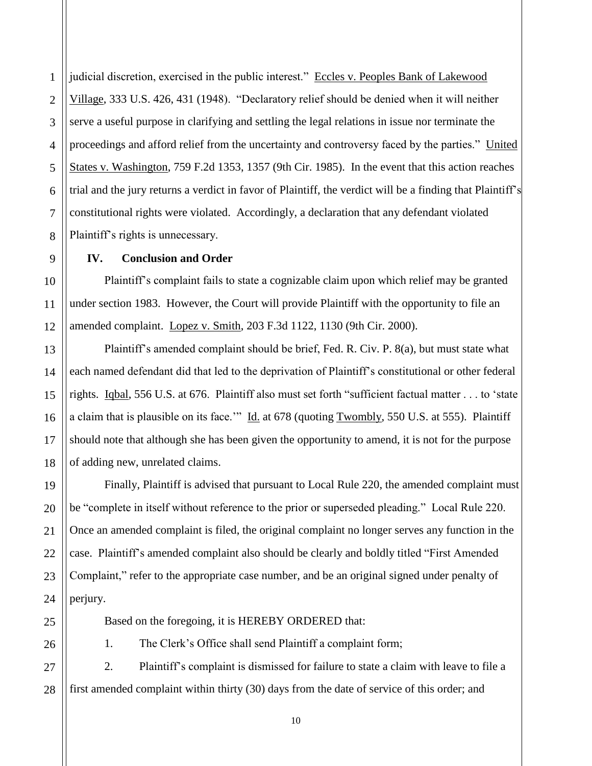judicial discretion, exercised in the public interest." Eccles v. Peoples Bank of Lakewood Village, 333 U.S. 426, 431 (1948). "Declaratory relief should be denied when it will neither serve a useful purpose in clarifying and settling the legal relations in issue nor terminate the proceedings and afford relief from the uncertainty and controversy faced by the parties." United States v. Washington, 759 F.2d 1353, 1357 (9th Cir. 1985). In the event that this action reaches trial and the jury returns a verdict in favor of Plaintiff, the verdict will be a finding that Plaintiff's constitutional rights were violated. Accordingly, a declaration that any defendant violated Plaintiff's rights is unnecessary.

## IV. Conclusion and Order

Plaintiff's complaint fails to state a cognizable claim upon which relief may be granted under section 1983. However, the Court will provide Plaintiff with the opportunity to file an amended complaint. Lopez v. Smith, 203 F.3d 1122, 1130 (9th Cir. 2000).

Plaintiff's amended complaint should be brief, Fed. R. Civ. P. 8(a), but must state what each named defendant did that led to the deprivation of Plaintiff's constitutional or other federal rights. Iqbal, 556 U.S. at 676. Plaintiff also must set forth "sufficient factual matter . . . to 'state a claim that is plausible on its face.'" Id. at 678 (quoting Twombly, 550 U.S. at 555). Plaintiff should note that although she has been given the opportunity to amend, it is not for the purpose of adding new, unrelated claims.

Finally, Plaintiff is advised that pursuant to Local Rule 220, the amended complaint must be "complete in itself without reference to the prior or superseded pleading." Local Rule 220. Once an amended complaint is filed, the original complaint no longer serves any function in the case. Plaintiff's amended complaint also should be clearly and boldly titled "First Amended Complaint," refer to the appropriate case number, and be an original signed under penalty of perjury.

Based on the foregoing, it is HEREBY ORDERED that:

1. The Clerk's Office shall send Plaintiff a complaint form;

2. Plaintiff's complaint is dismissed for failure to state a claim with leave to file a first amended complaint within thirty (30) days from the date of service of this order; and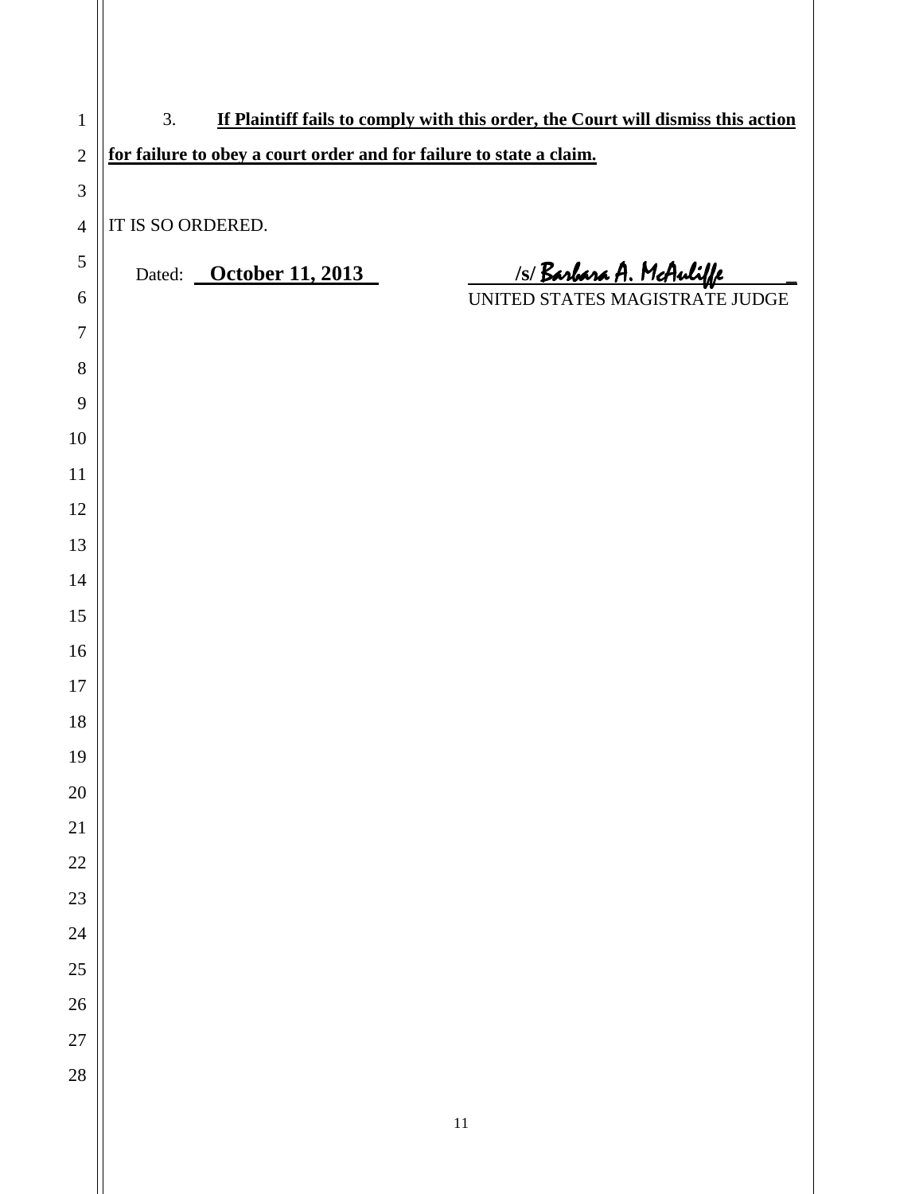3. **If Plaintiff fails to comply with this order, the Court will dismiss this action for failure to obey a court order and for failure to state a claim.**

IT IS SO ORDERED.

Dated: **October 11, 2013**

/s/ Barbara A. McAuliffe
UNITED STATES MAGISTRATE JUDGE